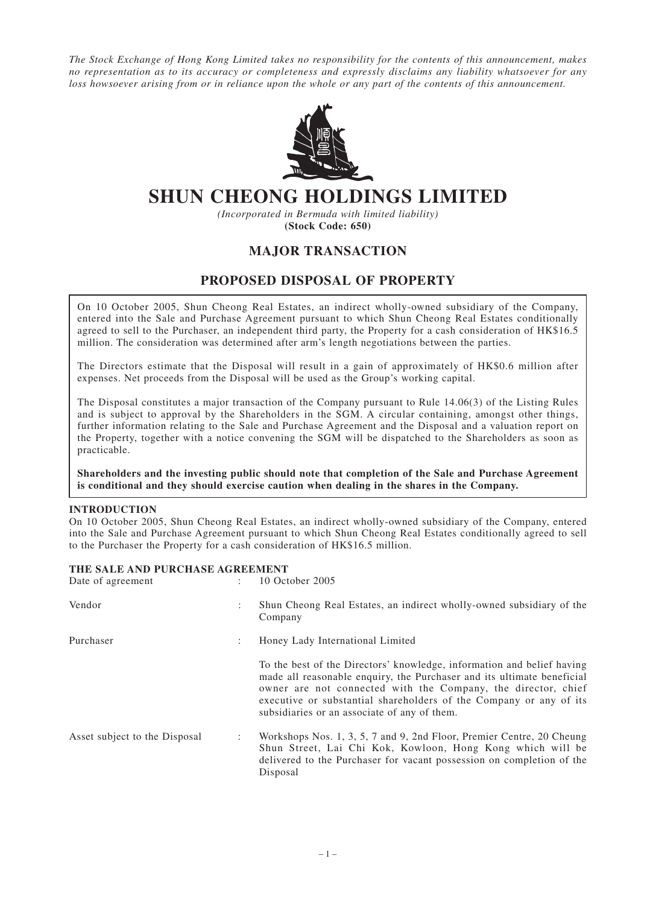*The Stock Exchange of Hong Kong Limited takes no responsibility for the contents of this announcement, makes no representation as to its accuracy or completeness and expressly disclaims any liability whatsoever for any loss howsoever arising from or in reliance upon the whole or any part of the contents of this announcement.*

# SHUN CHEONG HOLDINGS LIMITED

*(Incorporated in Bermuda with limited liability)*
**(Stock Code: 650)**

## MAJOR TRANSACTION

## PROPOSED DISPOSAL OF PROPERTY

On 10 October 2005, Shun Cheong Real Estates, an indirect wholly-owned subsidiary of the Company, entered into the Sale and Purchase Agreement pursuant to which Shun Cheong Real Estates conditionally agreed to sell to the Purchaser, an independent third party, the Property for a cash consideration of HK$16.5 million. The consideration was determined after arm's length negotiations between the parties.

The Directors estimate that the Disposal will result in a gain of approximately of HK$0.6 million after expenses. Net proceeds from the Disposal will be used as the Group's working capital.

The Disposal constitutes a major transaction of the Company pursuant to Rule 14.06(3) of the Listing Rules and is subject to approval by the Shareholders in the SGM. A circular containing, amongst other things, further information relating to the Sale and Purchase Agreement and the Disposal and a valuation report on the Property, together with a notice convening the SGM will be dispatched to the Shareholders as soon as practicable.

**Shareholders and the investing public should note that completion of the Sale and Purchase Agreement is conditional and they should exercise caution when dealing in the shares in the Company.**

### INTRODUCTION

On 10 October 2005, Shun Cheong Real Estates, an indirect wholly-owned subsidiary of the Company, entered into the Sale and Purchase Agreement pursuant to which Shun Cheong Real Estates conditionally agreed to sell to the Purchaser the Property for a cash consideration of HK$16.5 million.

### THE SALE AND PURCHASE AGREEMENT

| | | |
|---|---|---|
| Date of agreement | : | 10 October 2005 |
| Vendor | : | Shun Cheong Real Estates, an indirect wholly-owned subsidiary of the Company |
| Purchaser | : | Honey Lady International Limited<br><br>To the best of the Directors' knowledge, information and belief having made all reasonable enquiry, the Purchaser and its ultimate beneficial owner are not connected with the Company, the director, chief executive or substantial shareholders of the Company or any of its subsidiaries or an associate of any of them. |
| Asset subject to the Disposal | : | Workshops Nos. 1, 3, 5, 7 and 9, 2nd Floor, Premier Centre, 20 Cheung Shun Street, Lai Chi Kok, Kowloon, Hong Kong which will be delivered to the Purchaser for vacant possession on completion of the Disposal |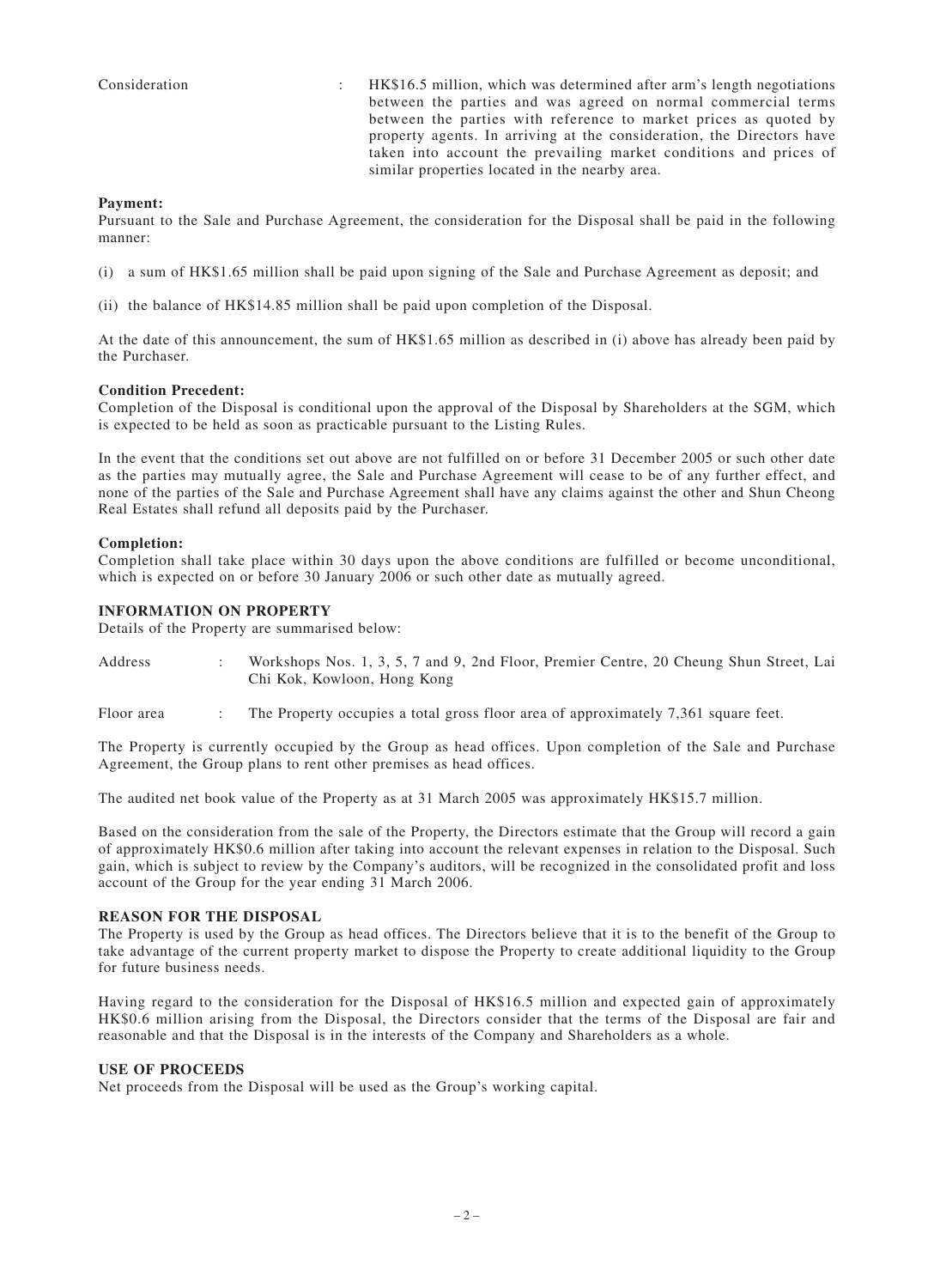Consideration : HK$16.5 million, which was determined after arm's length negotiations between the parties and was agreed on normal commercial terms between the parties with reference to market prices as quoted by property agents. In arriving at the consideration, the Directors have taken into account the prevailing market conditions and prices of similar properties located in the nearby area.

**Payment:**
Pursuant to the Sale and Purchase Agreement, the consideration for the Disposal shall be paid in the following manner:

(i) a sum of HK$1.65 million shall be paid upon signing of the Sale and Purchase Agreement as deposit; and

(ii) the balance of HK$14.85 million shall be paid upon completion of the Disposal.

At the date of this announcement, the sum of HK$1.65 million as described in (i) above has already been paid by the Purchaser.

**Condition Precedent:**
Completion of the Disposal is conditional upon the approval of the Disposal by Shareholders at the SGM, which is expected to be held as soon as practicable pursuant to the Listing Rules.

In the event that the conditions set out above are not fulfilled on or before 31 December 2005 or such other date as the parties may mutually agree, the Sale and Purchase Agreement will cease to be of any further effect, and none of the parties of the Sale and Purchase Agreement shall have any claims against the other and Shun Cheong Real Estates shall refund all deposits paid by the Purchaser.

**Completion:**
Completion shall take place within 30 days upon the above conditions are fulfilled or become unconditional, which is expected on or before 30 January 2006 or such other date as mutually agreed.

**INFORMATION ON PROPERTY**

Details of the Property are summarised below:

Address : Workshops Nos. 1, 3, 5, 7 and 9, 2nd Floor, Premier Centre, 20 Cheung Shun Street, Lai Chi Kok, Kowloon, Hong Kong

Floor area : The Property occupies a total gross floor area of approximately 7,361 square feet.

The Property is currently occupied by the Group as head offices. Upon completion of the Sale and Purchase Agreement, the Group plans to rent other premises as head offices.

The audited net book value of the Property as at 31 March 2005 was approximately HK$15.7 million.

Based on the consideration from the sale of the Property, the Directors estimate that the Group will record a gain of approximately HK$0.6 million after taking into account the relevant expenses in relation to the Disposal. Such gain, which is subject to review by the Company's auditors, will be recognized in the consolidated profit and loss account of the Group for the year ending 31 March 2006.

**REASON FOR THE DISPOSAL**

The Property is used by the Group as head offices. The Directors believe that it is to the benefit of the Group to take advantage of the current property market to dispose the Property to create additional liquidity to the Group for future business needs.

Having regard to the consideration for the Disposal of HK$16.5 million and expected gain of approximately HK$0.6 million arising from the Disposal, the Directors consider that the terms of the Disposal are fair and reasonable and that the Disposal is in the interests of the Company and Shareholders as a whole.

**USE OF PROCEEDS**

Net proceeds from the Disposal will be used as the Group's working capital.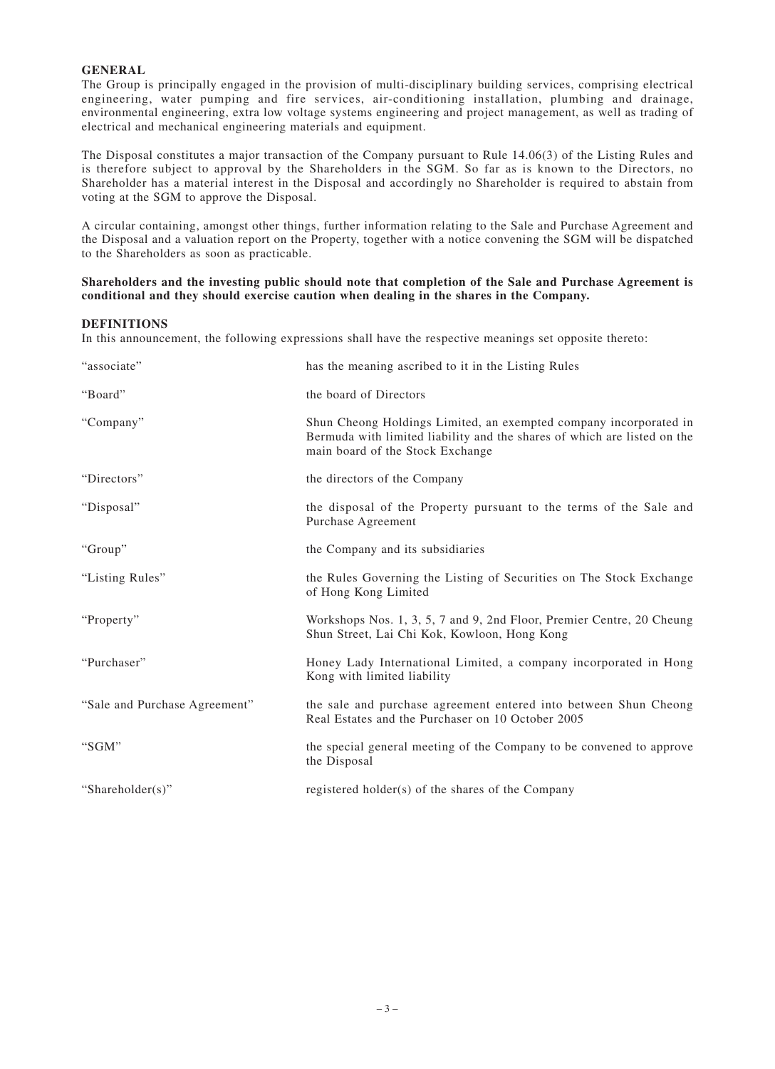## GENERAL

The Group is principally engaged in the provision of multi-disciplinary building services, comprising electrical engineering, water pumping and fire services, air-conditioning installation, plumbing and drainage, environmental engineering, extra low voltage systems engineering and project management, as well as trading of electrical and mechanical engineering materials and equipment.

The Disposal constitutes a major transaction of the Company pursuant to Rule 14.06(3) of the Listing Rules and is therefore subject to approval by the Shareholders in the SGM. So far as is known to the Directors, no Shareholder has a material interest in the Disposal and accordingly no Shareholder is required to abstain from voting at the SGM to approve the Disposal.

A circular containing, amongst other things, further information relating to the Sale and Purchase Agreement and the Disposal and a valuation report on the Property, together with a notice convening the SGM will be dispatched to the Shareholders as soon as practicable.

**Shareholders and the investing public should note that completion of the Sale and Purchase Agreement is conditional and they should exercise caution when dealing in the shares in the Company.**

## DEFINITIONS

In this announcement, the following expressions shall have the respective meanings set opposite thereto:

| | |
|---|---|
| "associate" | has the meaning ascribed to it in the Listing Rules |
| "Board" | the board of Directors |
| "Company" | Shun Cheong Holdings Limited, an exempted company incorporated in Bermuda with limited liability and the shares of which are listed on the main board of the Stock Exchange |
| "Directors" | the directors of the Company |
| "Disposal" | the disposal of the Property pursuant to the terms of the Sale and Purchase Agreement |
| "Group" | the Company and its subsidiaries |
| "Listing Rules" | the Rules Governing the Listing of Securities on The Stock Exchange of Hong Kong Limited |
| "Property" | Workshops Nos. 1, 3, 5, 7 and 9, 2nd Floor, Premier Centre, 20 Cheung Shun Street, Lai Chi Kok, Kowloon, Hong Kong |
| "Purchaser" | Honey Lady International Limited, a company incorporated in Hong Kong with limited liability |
| "Sale and Purchase Agreement" | the sale and purchase agreement entered into between Shun Cheong Real Estates and the Purchaser on 10 October 2005 |
| "SGM" | the special general meeting of the Company to be convened to approve the Disposal |
| "Shareholder(s)" | registered holder(s) of the shares of the Company |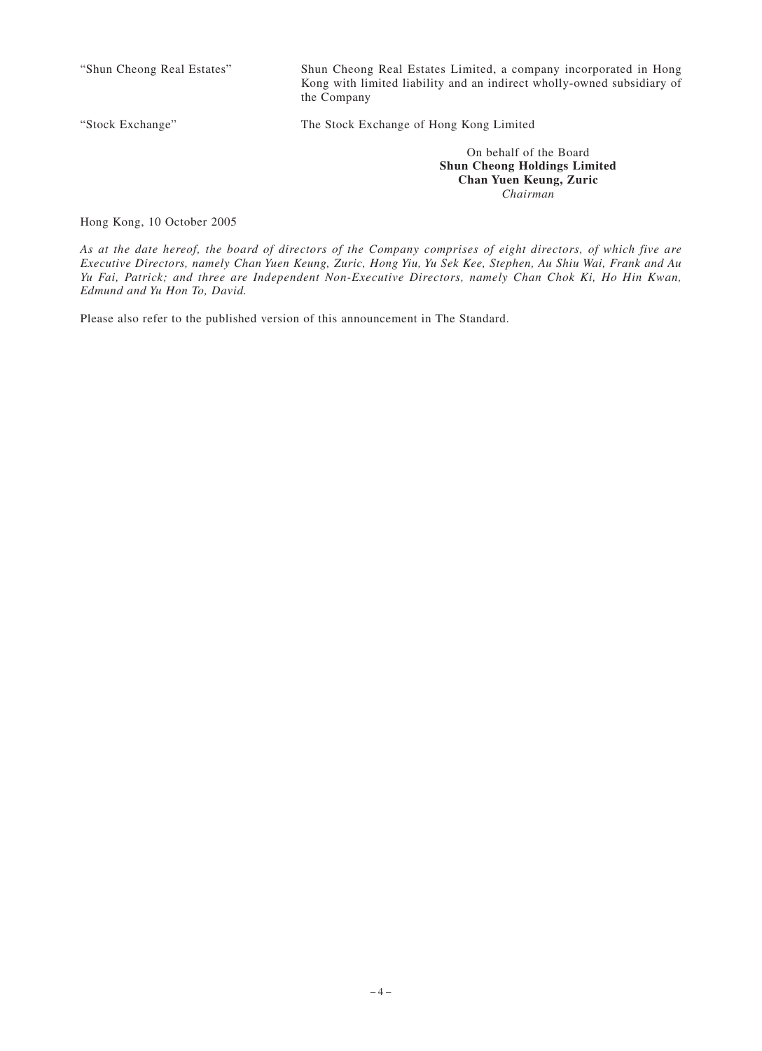| | |
|---|---|
| "Shun Cheong Real Estates" | Shun Cheong Real Estates Limited, a company incorporated in Hong Kong with limited liability and an indirect wholly-owned subsidiary of the Company |
| "Stock Exchange" | The Stock Exchange of Hong Kong Limited |

On behalf of the Board
**Shun Cheong Holdings Limited**
**Chan Yuen Keung, Zuric**
*Chairman*

Hong Kong, 10 October 2005

*As at the date hereof, the board of directors of the Company comprises of eight directors, of which five are Executive Directors, namely Chan Yuen Keung, Zuric, Hong Yiu, Yu Sek Kee, Stephen, Au Shiu Wai, Frank and Au Yu Fai, Patrick; and three are Independent Non-Executive Directors, namely Chan Chok Ki, Ho Hin Kwan, Edmund and Yu Hon To, David.*

Please also refer to the published version of this announcement in The Standard.